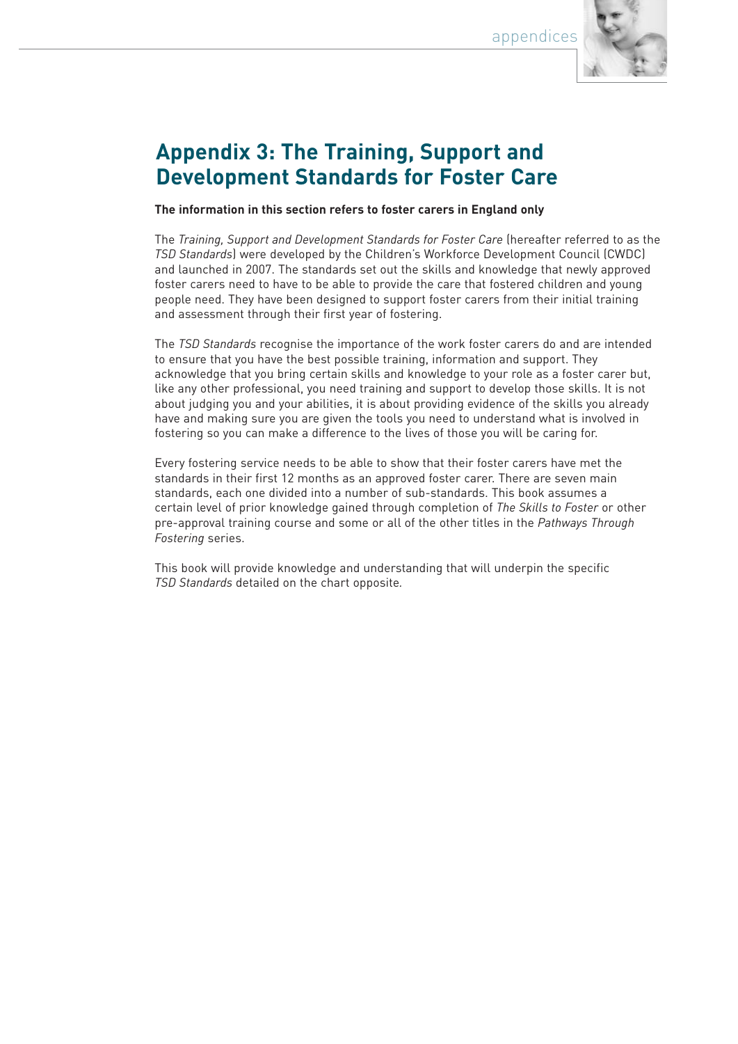# Appendix 3: The Training, Support and Development Standards for Foster Care

**The information in this section refers to foster carers in England only**

The *Training, Support and Development Standards for Foster Care* (hereafter referred to as the *TSD Standards*) were developed by the Children's Workforce Development Council (CWDC) and launched in 2007. The standards set out the skills and knowledge that newly approved foster carers need to have to be able to provide the care that fostered children and young people need. They have been designed to support foster carers from their initial training and assessment through their first year of fostering.

The *TSD Standards* recognise the importance of the work foster carers do and are intended to ensure that you have the best possible training, information and support. They acknowledge that you bring certain skills and knowledge to your role as a foster carer but, like any other professional, you need training and support to develop those skills. It is not about judging you and your abilities, it is about providing evidence of the skills you already have and making sure you are given the tools you need to understand what is involved in fostering so you can make a difference to the lives of those you will be caring for.

Every fostering service needs to be able to show that their foster carers have met the standards in their first 12 months as an approved foster carer. There are seven main standards, each one divided into a number of sub-standards. This book assumes a certain level of prior knowledge gained through completion of *The Skills to Foster* or other pre-approval training course and some or all of the other titles in the *Pathways Through Fostering* series.

This book will provide knowledge and understanding that will underpin the specific *TSD Standards* detailed on the chart opposite.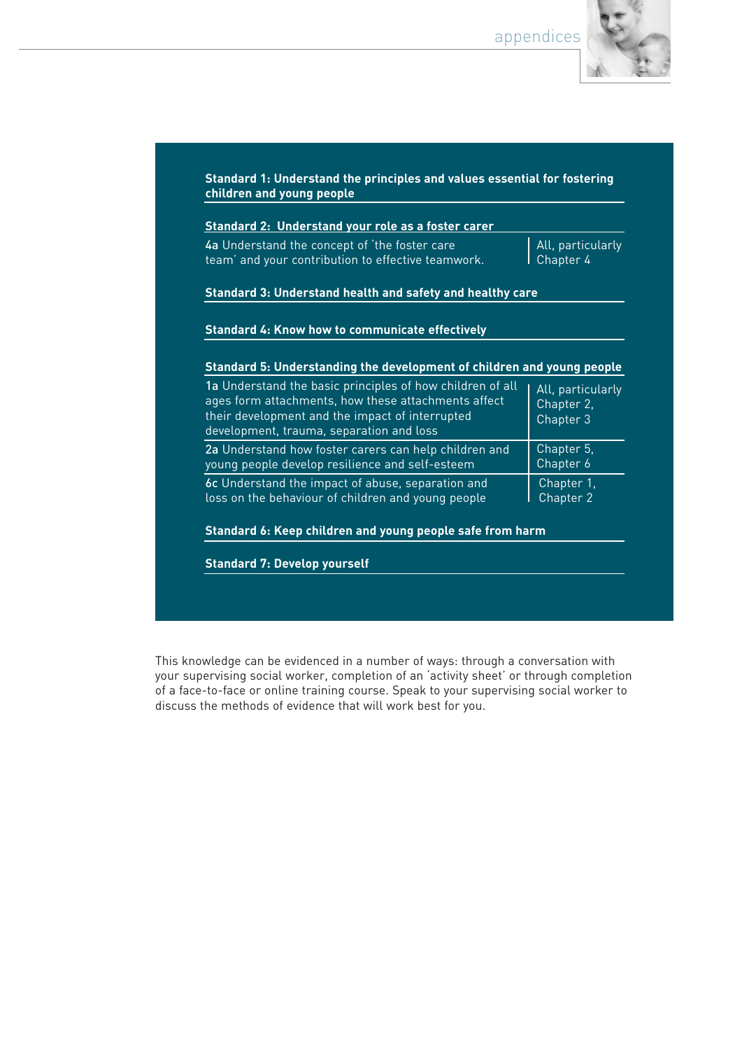**Standard 1: Understand the principles and values essential for fostering children and young people**

**Standard 2: Understand your role as a foster carer**

| | |
|---|---|
| **4a** Understand the concept of 'the foster care team' and your contribution to effective teamwork. | All, particularly Chapter 4 |

**Standard 3: Understand health and safety and healthy care**

**Standard 4: Know how to communicate effectively**

**Standard 5: Understanding the development of children and young people**

| | |
|---|---|
| **1a** Understand the basic principles of how children of all ages form attachments, how these attachments affect their development and the impact of interrupted development, trauma, separation and loss | All, particularly Chapter 2, Chapter 3 |
| **2a** Understand how foster carers can help children and young people develop resilience and self-esteem | Chapter 5, Chapter 6 |
| **6c** Understand the impact of abuse, separation and loss on the behaviour of children and young people | Chapter 1, Chapter 2 |

**Standard 6: Keep children and young people safe from harm**

**Standard 7: Develop yourself**

This knowledge can be evidenced in a number of ways: through a conversation with your supervising social worker, completion of an 'activity sheet' or through completion of a face-to-face or online training course. Speak to your supervising social worker to discuss the methods of evidence that will work best for you.